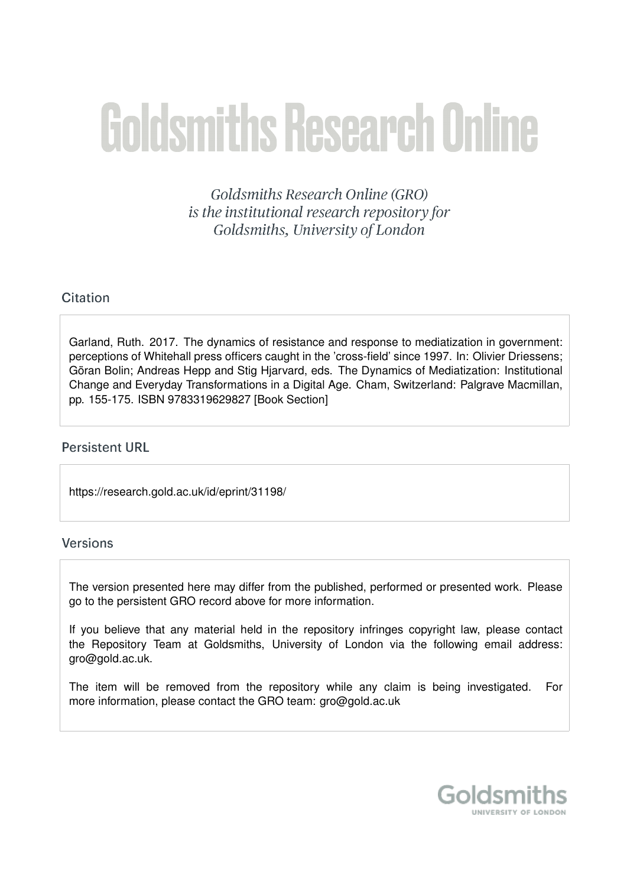# Goldsmiths Research Online

*Goldsmiths Research Online (GRO) is the institutional research repository for Goldsmiths, University of London*

## Citation

Garland, Ruth. 2017. The dynamics of resistance and response to mediatization in government: perceptions of Whitehall press officers caught in the 'cross-field' since 1997. In: Olivier Driessens; Göran Bolin; Andreas Hepp and Stig Hjarvard, eds. The Dynamics of Mediatization: Institutional Change and Everyday Transformations in a Digital Age. Cham, Switzerland: Palgrave Macmillan, pp. 155-175. ISBN 9783319629827 [Book Section]

## Persistent URL

https://research.gold.ac.uk/id/eprint/31198/

## Versions

The version presented here may differ from the published, performed or presented work. Please go to the persistent GRO record above for more information.

If you believe that any material held in the repository infringes copyright law, please contact the Repository Team at Goldsmiths, University of London via the following email address: gro@gold.ac.uk.

The item will be removed from the repository while any claim is being investigated. For more information, please contact the GRO team: gro@gold.ac.uk

Goldsmiths
UNIVERSITY OF LONDON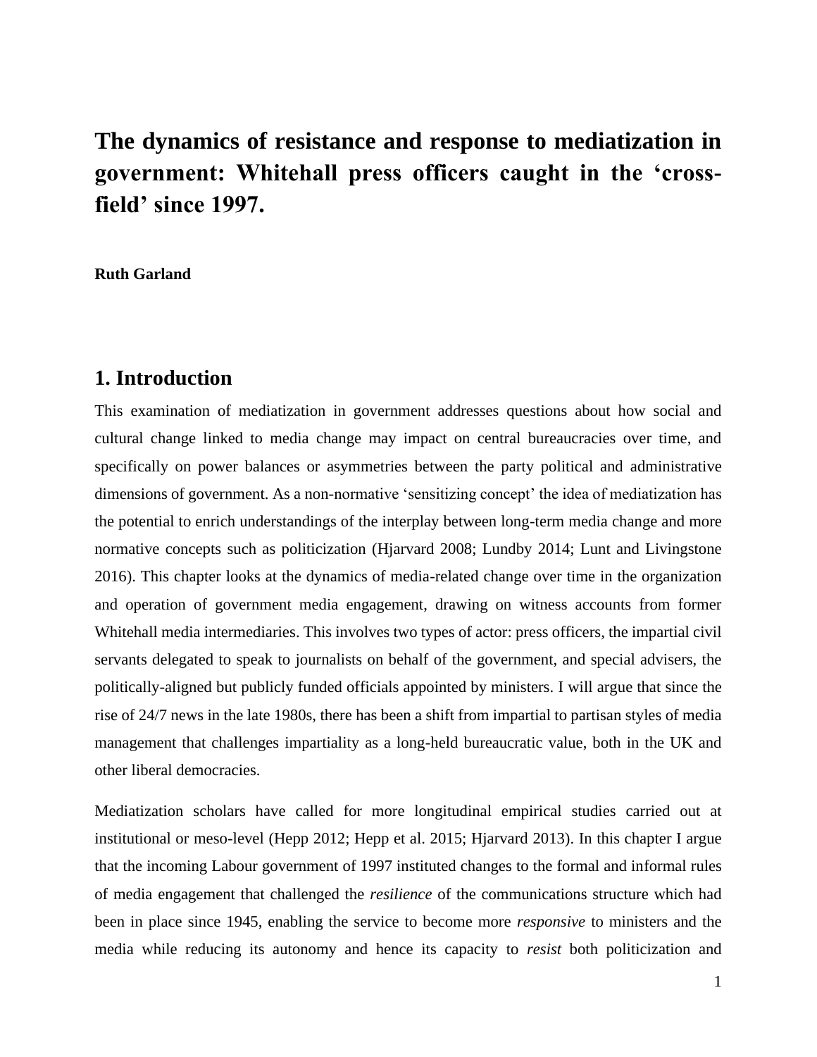# The dynamics of resistance and response to mediatization in government: Whitehall press officers caught in the 'cross-field' since 1997.

**Ruth Garland**

## 1. Introduction

This examination of mediatization in government addresses questions about how social and cultural change linked to media change may impact on central bureaucracies over time, and specifically on power balances or asymmetries between the party political and administrative dimensions of government. As a non-normative 'sensitizing concept' the idea of mediatization has the potential to enrich understandings of the interplay between long-term media change and more normative concepts such as politicization (Hjarvard 2008; Lundby 2014; Lunt and Livingstone 2016). This chapter looks at the dynamics of media-related change over time in the organization and operation of government media engagement, drawing on witness accounts from former Whitehall media intermediaries. This involves two types of actor: press officers, the impartial civil servants delegated to speak to journalists on behalf of the government, and special advisers, the politically-aligned but publicly funded officials appointed by ministers. I will argue that since the rise of 24/7 news in the late 1980s, there has been a shift from impartial to partisan styles of media management that challenges impartiality as a long-held bureaucratic value, both in the UK and other liberal democracies.

Mediatization scholars have called for more longitudinal empirical studies carried out at institutional or meso-level (Hepp 2012; Hepp et al. 2015; Hjarvard 2013). In this chapter I argue that the incoming Labour government of 1997 instituted changes to the formal and informal rules of media engagement that challenged the *resilience* of the communications structure which had been in place since 1945, enabling the service to become more *responsive* to ministers and the media while reducing its autonomy and hence its capacity to *resist* both politicization and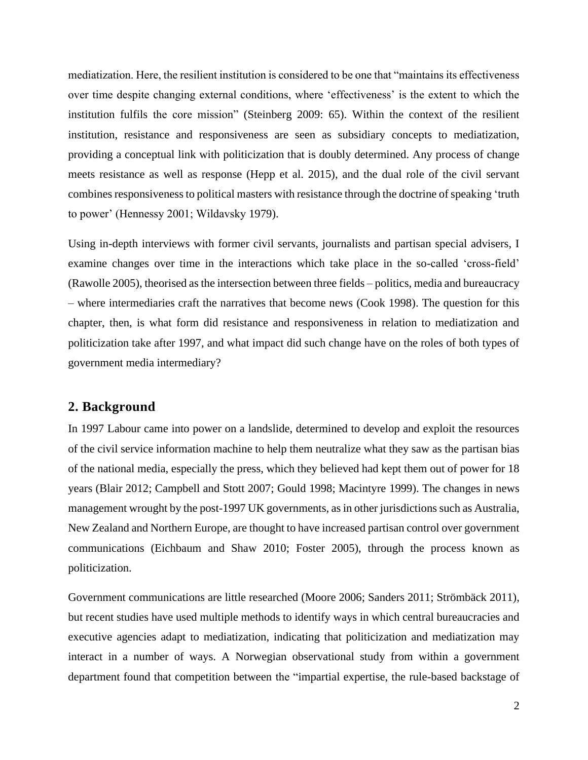mediatization. Here, the resilient institution is considered to be one that "maintains its effectiveness over time despite changing external conditions, where 'effectiveness' is the extent to which the institution fulfils the core mission" (Steinberg 2009: 65). Within the context of the resilient institution, resistance and responsiveness are seen as subsidiary concepts to mediatization, providing a conceptual link with politicization that is doubly determined. Any process of change meets resistance as well as response (Hepp et al. 2015), and the dual role of the civil servant combines responsiveness to political masters with resistance through the doctrine of speaking 'truth to power' (Hennessy 2001; Wildavsky 1979).

Using in-depth interviews with former civil servants, journalists and partisan special advisers, I examine changes over time in the interactions which take place in the so-called 'cross-field' (Rawolle 2005), theorised as the intersection between three fields – politics, media and bureaucracy – where intermediaries craft the narratives that become news (Cook 1998). The question for this chapter, then, is what form did resistance and responsiveness in relation to mediatization and politicization take after 1997, and what impact did such change have on the roles of both types of government media intermediary?

## 2. Background

In 1997 Labour came into power on a landslide, determined to develop and exploit the resources of the civil service information machine to help them neutralize what they saw as the partisan bias of the national media, especially the press, which they believed had kept them out of power for 18 years (Blair 2012; Campbell and Stott 2007; Gould 1998; Macintyre 1999). The changes in news management wrought by the post-1997 UK governments, as in other jurisdictions such as Australia, New Zealand and Northern Europe, are thought to have increased partisan control over government communications (Eichbaum and Shaw 2010; Foster 2005), through the process known as politicization.

Government communications are little researched (Moore 2006; Sanders 2011; Strömbäck 2011), but recent studies have used multiple methods to identify ways in which central bureaucracies and executive agencies adapt to mediatization, indicating that politicization and mediatization may interact in a number of ways. A Norwegian observational study from within a government department found that competition between the "impartial expertise, the rule-based backstage of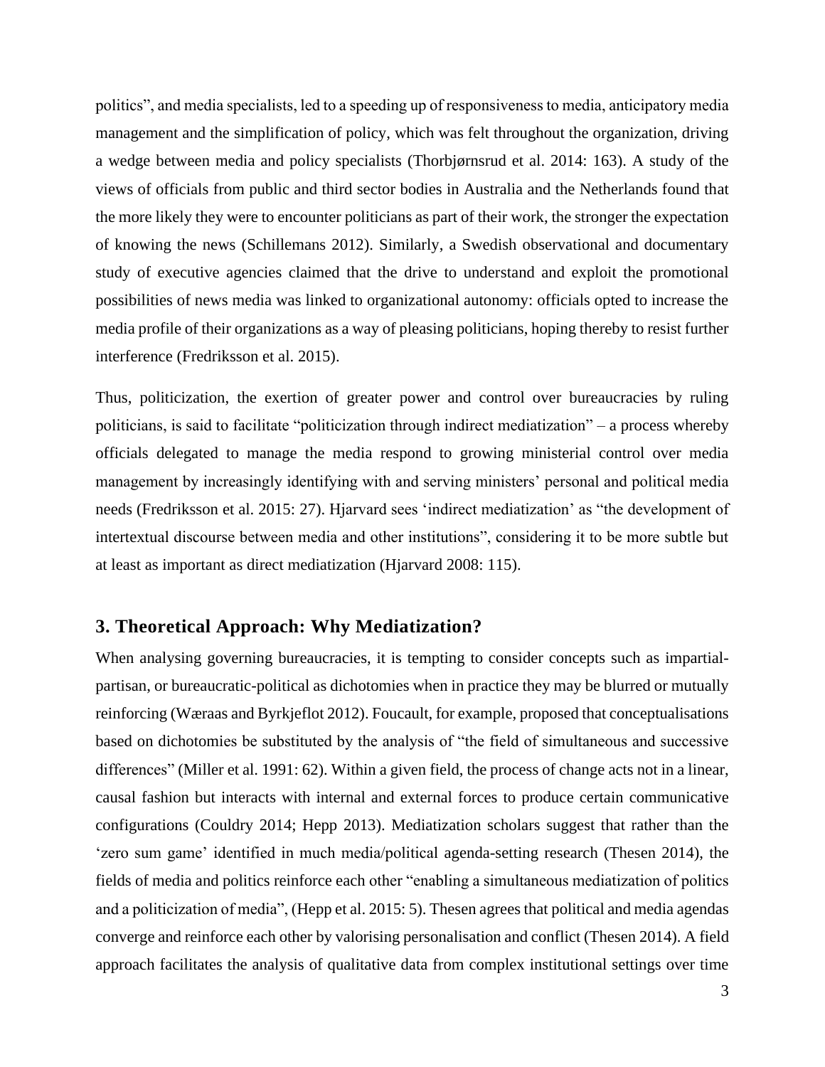politics", and media specialists, led to a speeding up of responsiveness to media, anticipatory media management and the simplification of policy, which was felt throughout the organization, driving a wedge between media and policy specialists (Thorbjørnsrud et al. 2014: 163). A study of the views of officials from public and third sector bodies in Australia and the Netherlands found that the more likely they were to encounter politicians as part of their work, the stronger the expectation of knowing the news (Schillemans 2012). Similarly, a Swedish observational and documentary study of executive agencies claimed that the drive to understand and exploit the promotional possibilities of news media was linked to organizational autonomy: officials opted to increase the media profile of their organizations as a way of pleasing politicians, hoping thereby to resist further interference (Fredriksson et al. 2015).

Thus, politicization, the exertion of greater power and control over bureaucracies by ruling politicians, is said to facilitate "politicization through indirect mediatization" – a process whereby officials delegated to manage the media respond to growing ministerial control over media management by increasingly identifying with and serving ministers' personal and political media needs (Fredriksson et al. 2015: 27). Hjarvard sees 'indirect mediatization' as "the development of intertextual discourse between media and other institutions", considering it to be more subtle but at least as important as direct mediatization (Hjarvard 2008: 115).

## 3. Theoretical Approach: Why Mediatization?

When analysing governing bureaucracies, it is tempting to consider concepts such as impartial-partisan, or bureaucratic-political as dichotomies when in practice they may be blurred or mutually reinforcing (Wæraas and Byrkjeflot 2012). Foucault, for example, proposed that conceptualisations based on dichotomies be substituted by the analysis of "the field of simultaneous and successive differences" (Miller et al. 1991: 62). Within a given field, the process of change acts not in a linear, causal fashion but interacts with internal and external forces to produce certain communicative configurations (Couldry 2014; Hepp 2013). Mediatization scholars suggest that rather than the 'zero sum game' identified in much media/political agenda-setting research (Thesen 2014), the fields of media and politics reinforce each other "enabling a simultaneous mediatization of politics and a politicization of media", (Hepp et al. 2015: 5). Thesen agrees that political and media agendas converge and reinforce each other by valorising personalisation and conflict (Thesen 2014). A field approach facilitates the analysis of qualitative data from complex institutional settings over time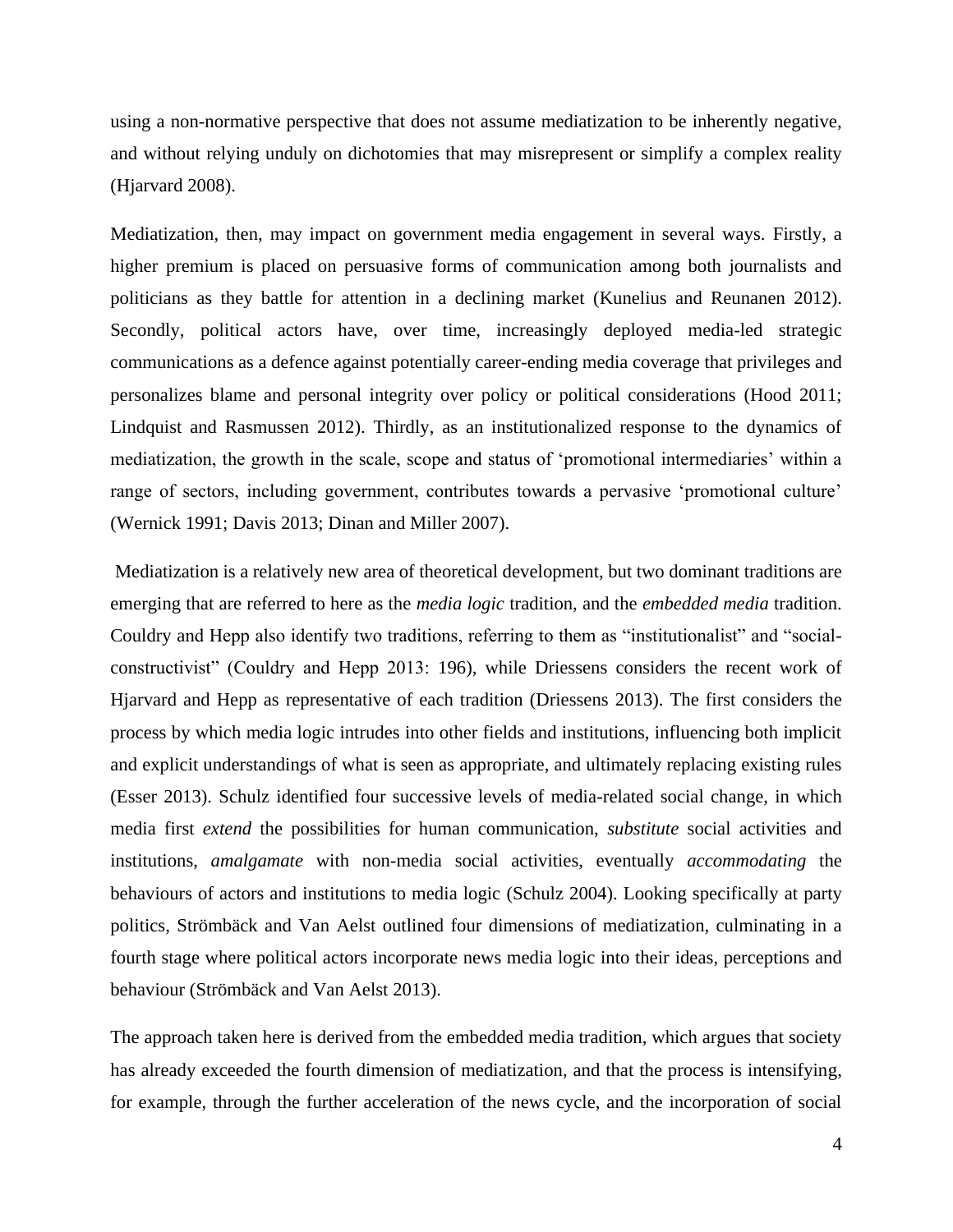using a non-normative perspective that does not assume mediatization to be inherently negative, and without relying unduly on dichotomies that may misrepresent or simplify a complex reality (Hjarvard 2008).

Mediatization, then, may impact on government media engagement in several ways. Firstly, a higher premium is placed on persuasive forms of communication among both journalists and politicians as they battle for attention in a declining market (Kunelius and Reunanen 2012). Secondly, political actors have, over time, increasingly deployed media-led strategic communications as a defence against potentially career-ending media coverage that privileges and personalizes blame and personal integrity over policy or political considerations (Hood 2011; Lindquist and Rasmussen 2012). Thirdly, as an institutionalized response to the dynamics of mediatization, the growth in the scale, scope and status of 'promotional intermediaries' within a range of sectors, including government, contributes towards a pervasive 'promotional culture' (Wernick 1991; Davis 2013; Dinan and Miller 2007).

Mediatization is a relatively new area of theoretical development, but two dominant traditions are emerging that are referred to here as the *media logic* tradition, and the *embedded media* tradition. Couldry and Hepp also identify two traditions, referring to them as "institutionalist" and "social-constructivist" (Couldry and Hepp 2013: 196), while Driessens considers the recent work of Hjarvard and Hepp as representative of each tradition (Driessens 2013). The first considers the process by which media logic intrudes into other fields and institutions, influencing both implicit and explicit understandings of what is seen as appropriate, and ultimately replacing existing rules (Esser 2013). Schulz identified four successive levels of media-related social change, in which media first *extend* the possibilities for human communication, *substitute* social activities and institutions, *amalgamate* with non-media social activities, eventually *accommodating* the behaviours of actors and institutions to media logic (Schulz 2004). Looking specifically at party politics, Strömbäck and Van Aelst outlined four dimensions of mediatization, culminating in a fourth stage where political actors incorporate news media logic into their ideas, perceptions and behaviour (Strömbäck and Van Aelst 2013).

The approach taken here is derived from the embedded media tradition, which argues that society has already exceeded the fourth dimension of mediatization, and that the process is intensifying, for example, through the further acceleration of the news cycle, and the incorporation of social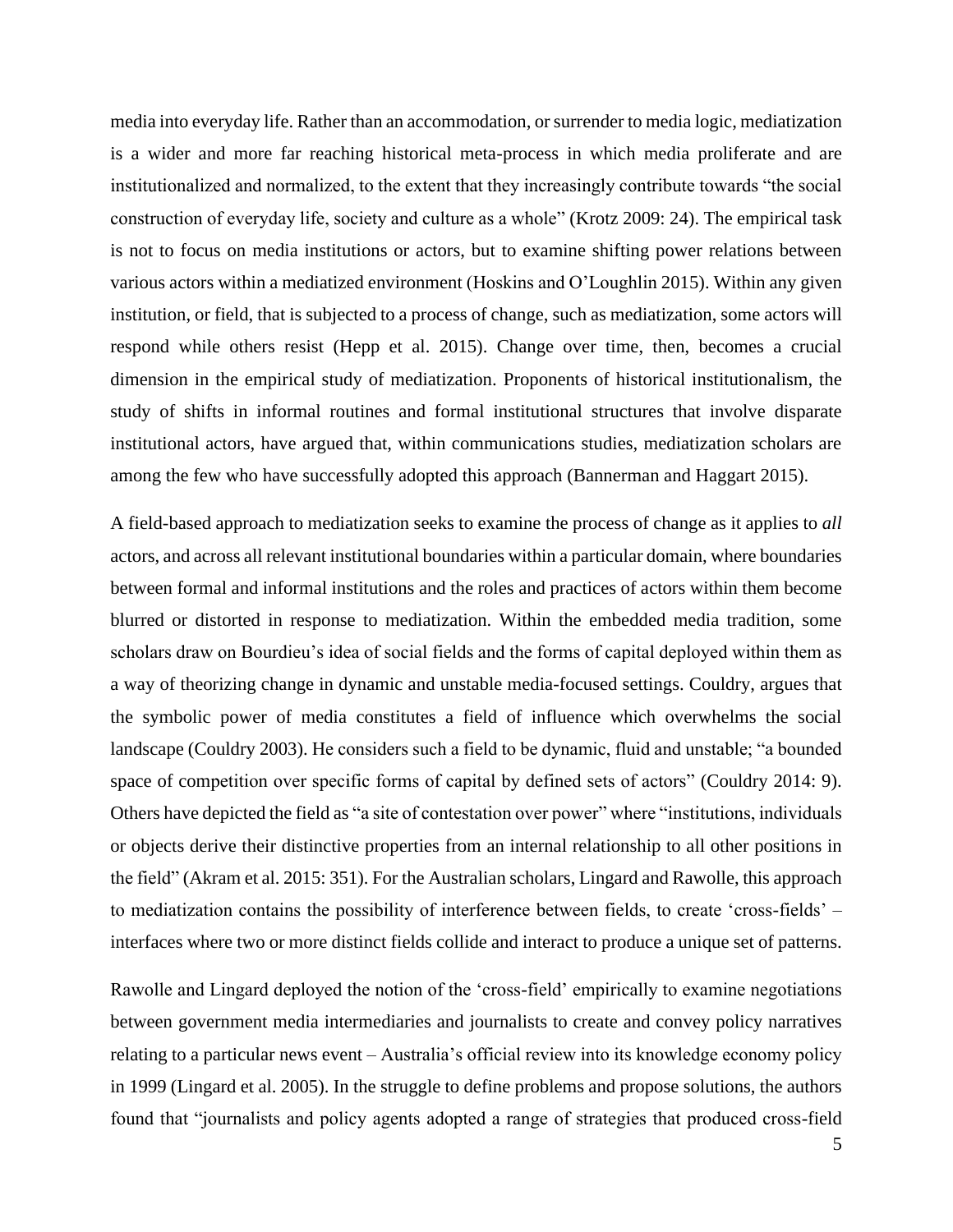media into everyday life. Rather than an accommodation, or surrender to media logic, mediatization is a wider and more far reaching historical meta-process in which media proliferate and are institutionalized and normalized, to the extent that they increasingly contribute towards "the social construction of everyday life, society and culture as a whole" (Krotz 2009: 24). The empirical task is not to focus on media institutions or actors, but to examine shifting power relations between various actors within a mediatized environment (Hoskins and O'Loughlin 2015). Within any given institution, or field, that is subjected to a process of change, such as mediatization, some actors will respond while others resist (Hepp et al. 2015). Change over time, then, becomes a crucial dimension in the empirical study of mediatization. Proponents of historical institutionalism, the study of shifts in informal routines and formal institutional structures that involve disparate institutional actors, have argued that, within communications studies, mediatization scholars are among the few who have successfully adopted this approach (Bannerman and Haggart 2015).

A field-based approach to mediatization seeks to examine the process of change as it applies to *all* actors, and across all relevant institutional boundaries within a particular domain, where boundaries between formal and informal institutions and the roles and practices of actors within them become blurred or distorted in response to mediatization. Within the embedded media tradition, some scholars draw on Bourdieu's idea of social fields and the forms of capital deployed within them as a way of theorizing change in dynamic and unstable media-focused settings. Couldry, argues that the symbolic power of media constitutes a field of influence which overwhelms the social landscape (Couldry 2003). He considers such a field to be dynamic, fluid and unstable; "a bounded space of competition over specific forms of capital by defined sets of actors" (Couldry 2014: 9). Others have depicted the field as "a site of contestation over power" where "institutions, individuals or objects derive their distinctive properties from an internal relationship to all other positions in the field" (Akram et al. 2015: 351). For the Australian scholars, Lingard and Rawolle, this approach to mediatization contains the possibility of interference between fields, to create 'cross-fields' – interfaces where two or more distinct fields collide and interact to produce a unique set of patterns.

Rawolle and Lingard deployed the notion of the 'cross-field' empirically to examine negotiations between government media intermediaries and journalists to create and convey policy narratives relating to a particular news event – Australia's official review into its knowledge economy policy in 1999 (Lingard et al. 2005). In the struggle to define problems and propose solutions, the authors found that "journalists and policy agents adopted a range of strategies that produced cross-field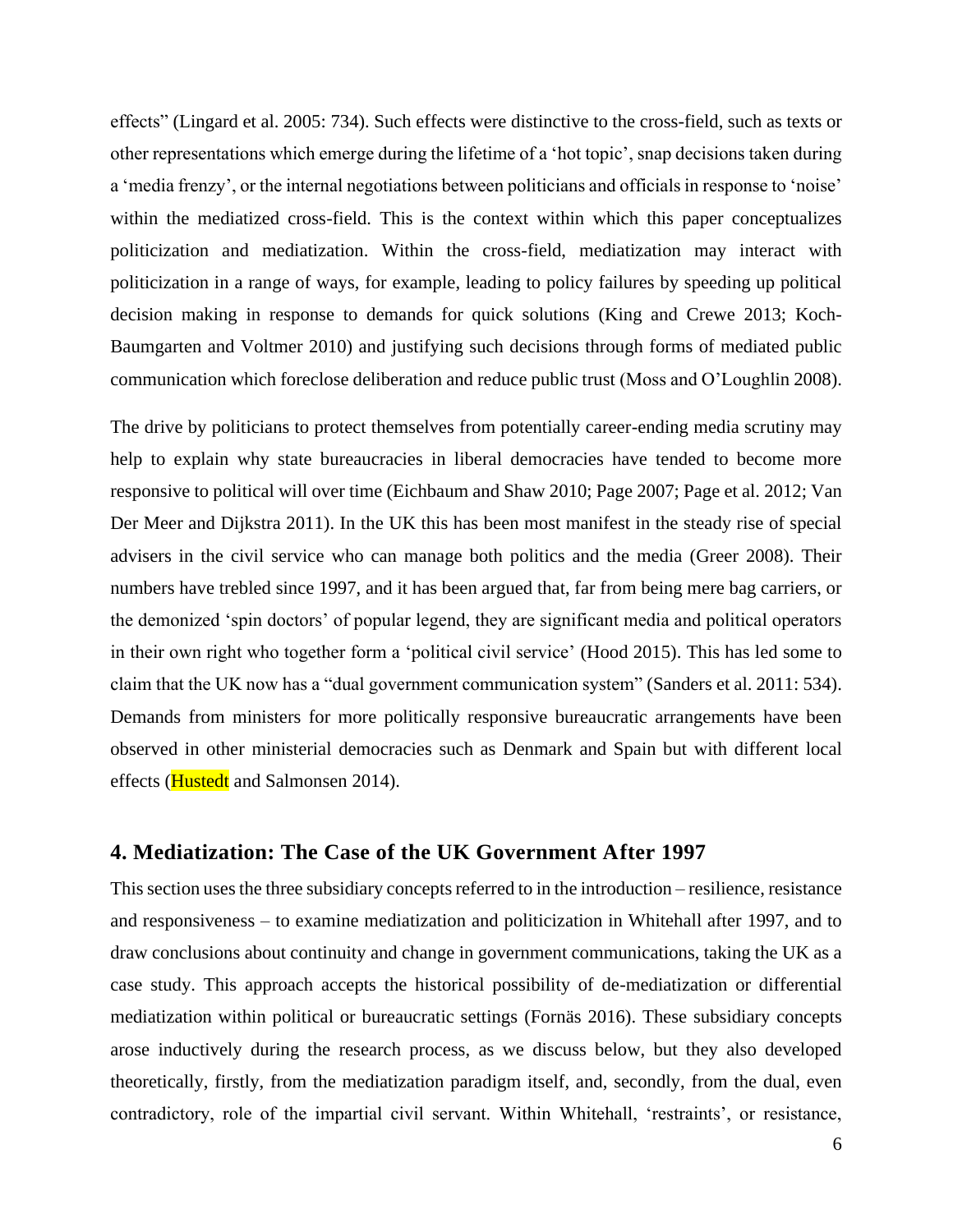effects" (Lingard et al. 2005: 734). Such effects were distinctive to the cross-field, such as texts or other representations which emerge during the lifetime of a 'hot topic', snap decisions taken during a 'media frenzy', or the internal negotiations between politicians and officials in response to 'noise' within the mediatized cross-field. This is the context within which this paper conceptualizes politicization and mediatization. Within the cross-field, mediatization may interact with politicization in a range of ways, for example, leading to policy failures by speeding up political decision making in response to demands for quick solutions (King and Crewe 2013; Koch-Baumgarten and Voltmer 2010) and justifying such decisions through forms of mediated public communication which foreclose deliberation and reduce public trust (Moss and O'Loughlin 2008).

The drive by politicians to protect themselves from potentially career-ending media scrutiny may help to explain why state bureaucracies in liberal democracies have tended to become more responsive to political will over time (Eichbaum and Shaw 2010; Page 2007; Page et al. 2012; Van Der Meer and Dijkstra 2011). In the UK this has been most manifest in the steady rise of special advisers in the civil service who can manage both politics and the media (Greer 2008). Their numbers have trebled since 1997, and it has been argued that, far from being mere bag carriers, or the demonized 'spin doctors' of popular legend, they are significant media and political operators in their own right who together form a 'political civil service' (Hood 2015). This has led some to claim that the UK now has a "dual government communication system" (Sanders et al. 2011: 534). Demands from ministers for more politically responsive bureaucratic arrangements have been observed in other ministerial democracies such as Denmark and Spain but with different local effects (Hustedt and Salmonsen 2014).

## 4. Mediatization: The Case of the UK Government After 1997

This section uses the three subsidiary concepts referred to in the introduction – resilience, resistance and responsiveness – to examine mediatization and politicization in Whitehall after 1997, and to draw conclusions about continuity and change in government communications, taking the UK as a case study. This approach accepts the historical possibility of de-mediatization or differential mediatization within political or bureaucratic settings (Fornäs 2016). These subsidiary concepts arose inductively during the research process, as we discuss below, but they also developed theoretically, firstly, from the mediatization paradigm itself, and, secondly, from the dual, even contradictory, role of the impartial civil servant. Within Whitehall, 'restraints', or resistance,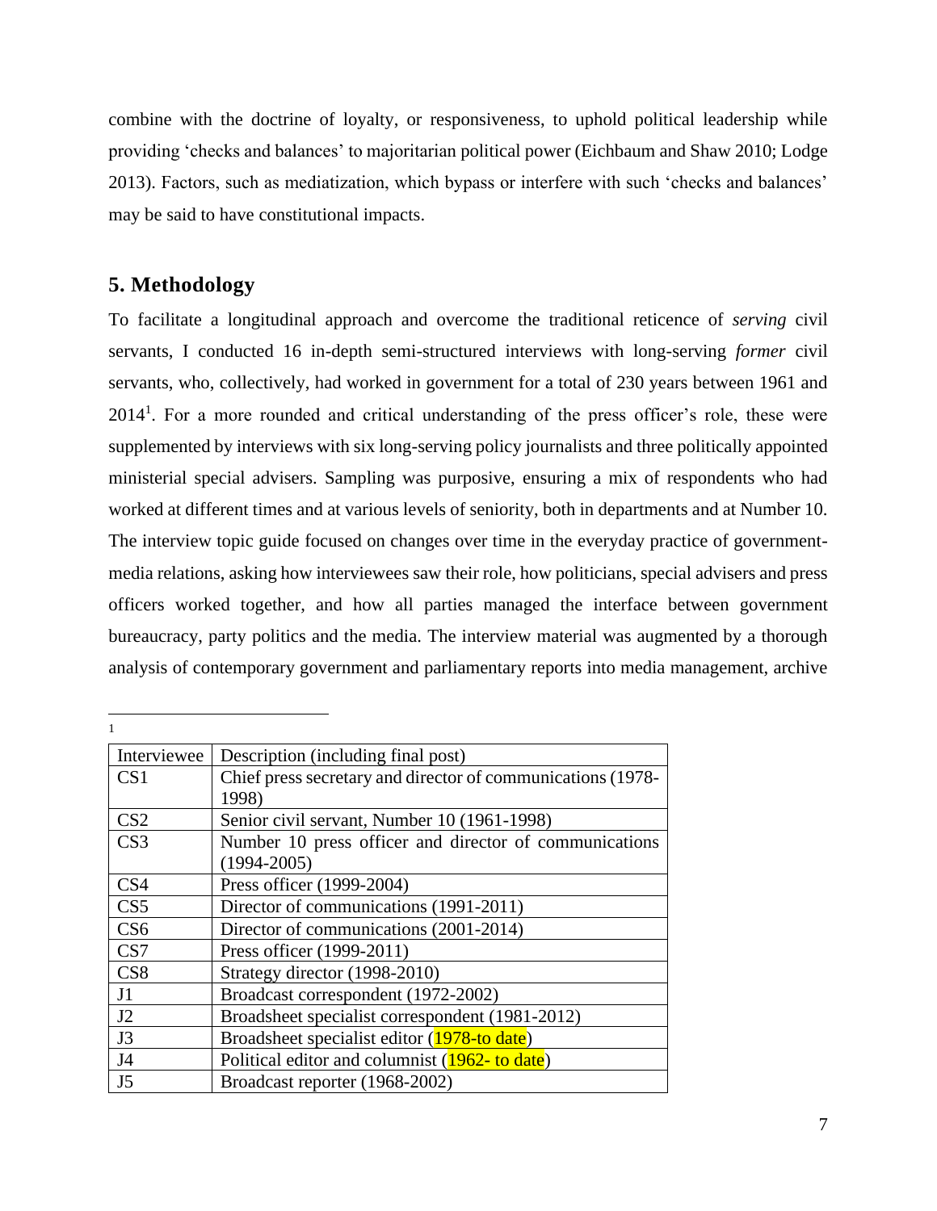combine with the doctrine of loyalty, or responsiveness, to uphold political leadership while providing 'checks and balances' to majoritarian political power (Eichbaum and Shaw 2010; Lodge 2013). Factors, such as mediatization, which bypass or interfere with such 'checks and balances' may be said to have constitutional impacts.

## 5. Methodology

To facilitate a longitudinal approach and overcome the traditional reticence of *serving* civil servants, I conducted 16 in-depth semi-structured interviews with long-serving *former* civil servants, who, collectively, had worked in government for a total of 230 years between 1961 and 2014[1]. For a more rounded and critical understanding of the press officer's role, these were supplemented by interviews with six long-serving policy journalists and three politically appointed ministerial special advisers. Sampling was purposive, ensuring a mix of respondents who had worked at different times and at various levels of seniority, both in departments and at Number 10. The interview topic guide focused on changes over time in the everyday practice of government-media relations, asking how interviewees saw their role, how politicians, special advisers and press officers worked together, and how all parties managed the interface between government bureaucracy, party politics and the media. The interview material was augmented by a thorough analysis of contemporary government and parliamentary reports into media management, archive

---

[1]

| Interviewee | Description (including final post) |
|---|---|
| CS1 | Chief press secretary and director of communications (1978-1998) |
| CS2 | Senior civil servant, Number 10 (1961-1998) |
| CS3 | Number 10 press officer and director of communications (1994-2005) |
| CS4 | Press officer (1999-2004) |
| CS5 | Director of communications (1991-2011) |
| CS6 | Director of communications (2001-2014) |
| CS7 | Press officer (1999-2011) |
| CS8 | Strategy director (1998-2010) |
| J1 | Broadcast correspondent (1972-2002) |
| J2 | Broadsheet specialist correspondent (1981-2012) |
| J3 | Broadsheet specialist editor (1978-to date) |
| J4 | Political editor and columnist (1962- to date) |
| J5 | Broadcast reporter (1968-2002) |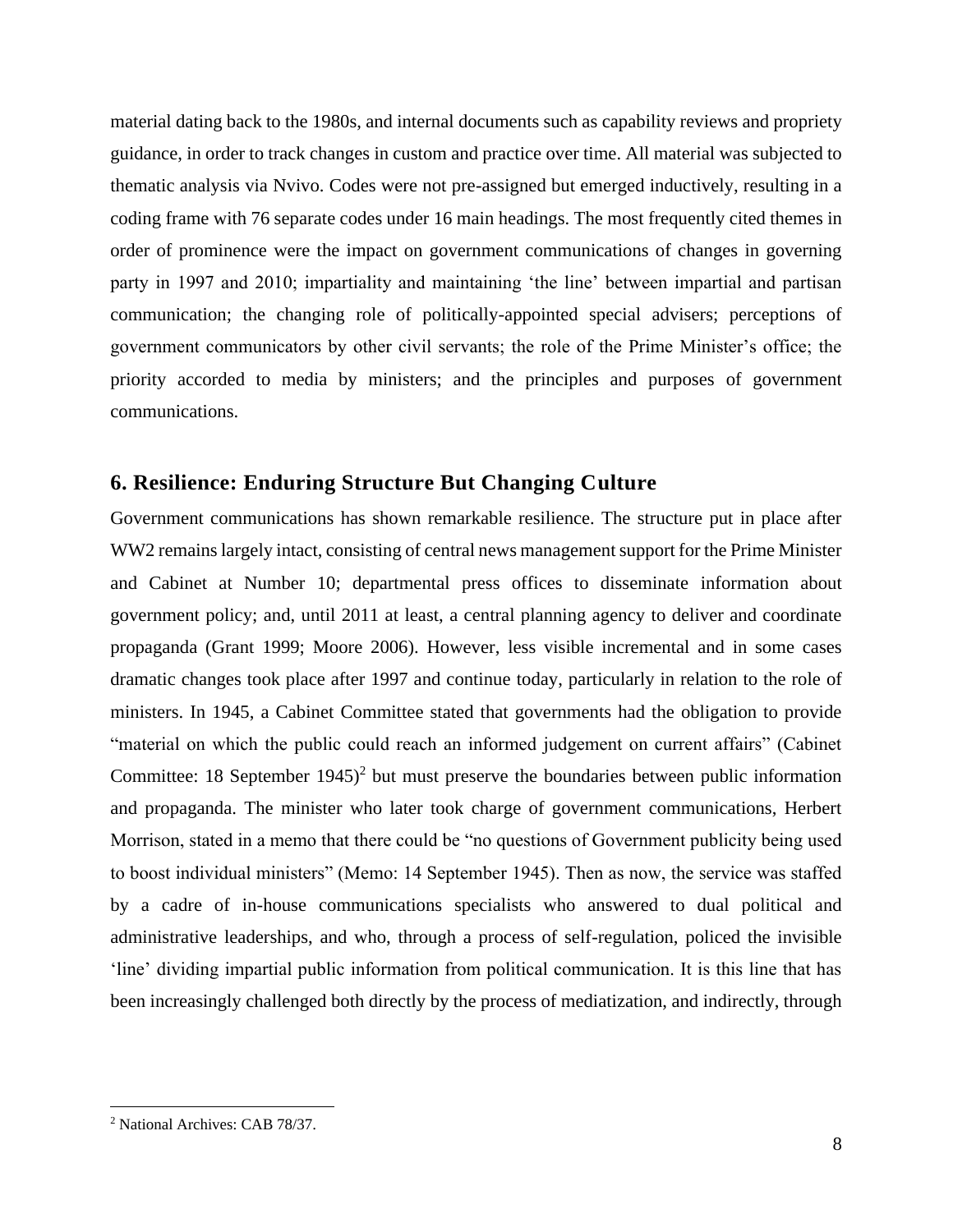material dating back to the 1980s, and internal documents such as capability reviews and propriety guidance, in order to track changes in custom and practice over time. All material was subjected to thematic analysis via Nvivo. Codes were not pre-assigned but emerged inductively, resulting in a coding frame with 76 separate codes under 16 main headings. The most frequently cited themes in order of prominence were the impact on government communications of changes in governing party in 1997 and 2010; impartiality and maintaining 'the line' between impartial and partisan communication; the changing role of politically-appointed special advisers; perceptions of government communicators by other civil servants; the role of the Prime Minister's office; the priority accorded to media by ministers; and the principles and purposes of government communications.

## 6. Resilience: Enduring Structure But Changing Culture

Government communications has shown remarkable resilience. The structure put in place after WW2 remains largely intact, consisting of central news management support for the Prime Minister and Cabinet at Number 10; departmental press offices to disseminate information about government policy; and, until 2011 at least, a central planning agency to deliver and coordinate propaganda (Grant 1999; Moore 2006). However, less visible incremental and in some cases dramatic changes took place after 1997 and continue today, particularly in relation to the role of ministers. In 1945, a Cabinet Committee stated that governments had the obligation to provide "material on which the public could reach an informed judgement on current affairs" (Cabinet Committee: 18 September 1945)[2] but must preserve the boundaries between public information and propaganda. The minister who later took charge of government communications, Herbert Morrison, stated in a memo that there could be "no questions of Government publicity being used to boost individual ministers" (Memo: 14 September 1945). Then as now, the service was staffed by a cadre of in-house communications specialists who answered to dual political and administrative leaderships, and who, through a process of self-regulation, policed the invisible 'line' dividing impartial public information from political communication. It is this line that has been increasingly challenged both directly by the process of mediatization, and indirectly, through

[2] National Archives: CAB 78/37.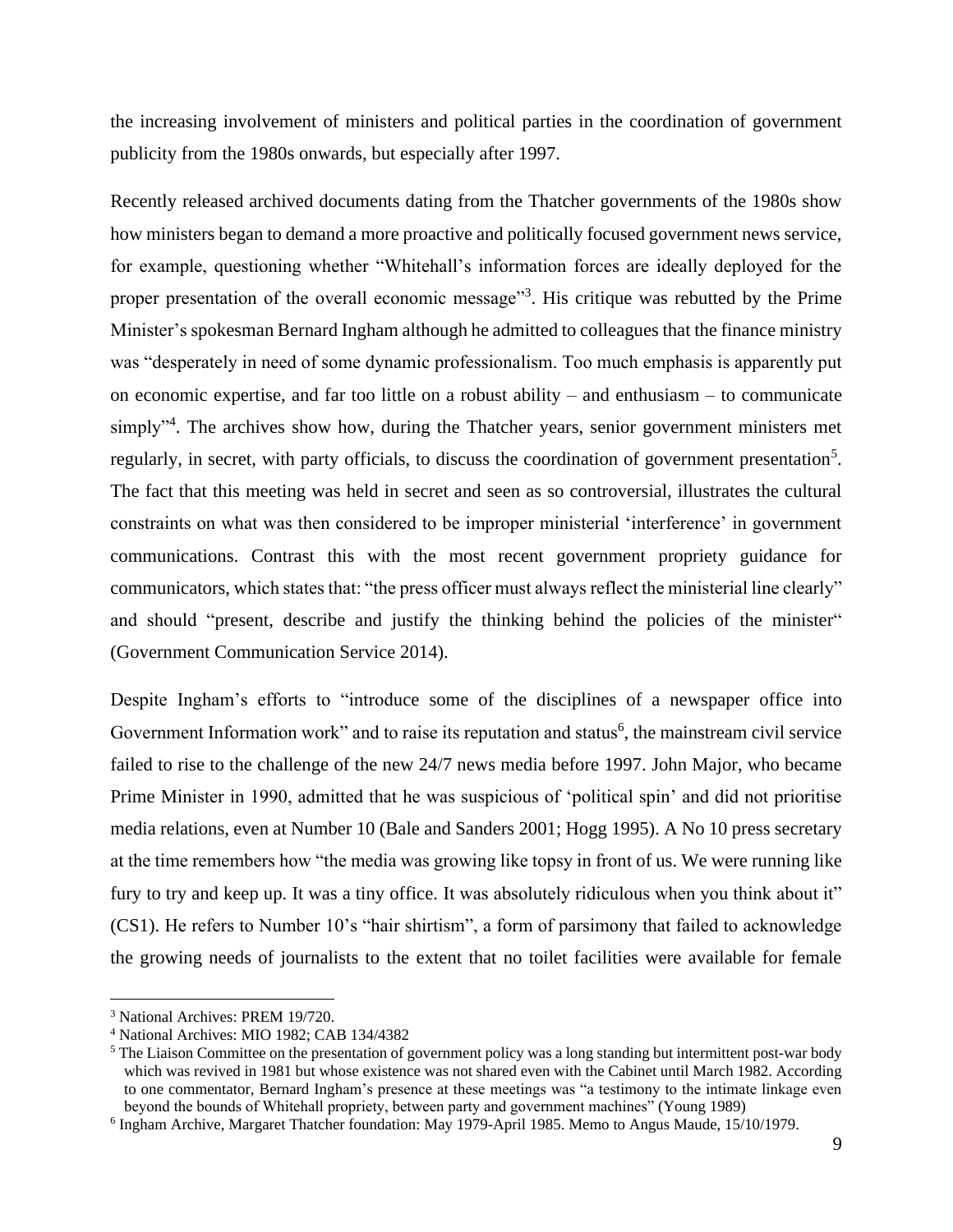the increasing involvement of ministers and political parties in the coordination of government publicity from the 1980s onwards, but especially after 1997.

Recently released archived documents dating from the Thatcher governments of the 1980s show how ministers began to demand a more proactive and politically focused government news service, for example, questioning whether "Whitehall's information forces are ideally deployed for the proper presentation of the overall economic message"[3]. His critique was rebutted by the Prime Minister's spokesman Bernard Ingham although he admitted to colleagues that the finance ministry was "desperately in need of some dynamic professionalism. Too much emphasis is apparently put on economic expertise, and far too little on a robust ability – and enthusiasm – to communicate simply"[4]. The archives show how, during the Thatcher years, senior government ministers met regularly, in secret, with party officials, to discuss the coordination of government presentation[5]. The fact that this meeting was held in secret and seen as so controversial, illustrates the cultural constraints on what was then considered to be improper ministerial 'interference' in government communications. Contrast this with the most recent government propriety guidance for communicators, which states that: "the press officer must always reflect the ministerial line clearly" and should "present, describe and justify the thinking behind the policies of the minister" (Government Communication Service 2014).

Despite Ingham's efforts to "introduce some of the disciplines of a newspaper office into Government Information work" and to raise its reputation and status[6], the mainstream civil service failed to rise to the challenge of the new 24/7 news media before 1997. John Major, who became Prime Minister in 1990, admitted that he was suspicious of 'political spin' and did not prioritise media relations, even at Number 10 (Bale and Sanders 2001; Hogg 1995). A No 10 press secretary at the time remembers how "the media was growing like topsy in front of us. We were running like fury to try and keep up. It was a tiny office. It was absolutely ridiculous when you think about it" (CS1). He refers to Number 10's "hair shirtism", a form of parsimony that failed to acknowledge the growing needs of journalists to the extent that no toilet facilities were available for female

---

[3] National Archives: PREM 19/720.

[4] National Archives: MIO 1982; CAB 134/4382

[5] The Liaison Committee on the presentation of government policy was a long standing but intermittent post-war body which was revived in 1981 but whose existence was not shared even with the Cabinet until March 1982. According to one commentator, Bernard Ingham's presence at these meetings was "a testimony to the intimate linkage even beyond the bounds of Whitehall propriety, between party and government machines" (Young 1989)

[6] Ingham Archive, Margaret Thatcher foundation: May 1979-April 1985. Memo to Angus Maude, 15/10/1979.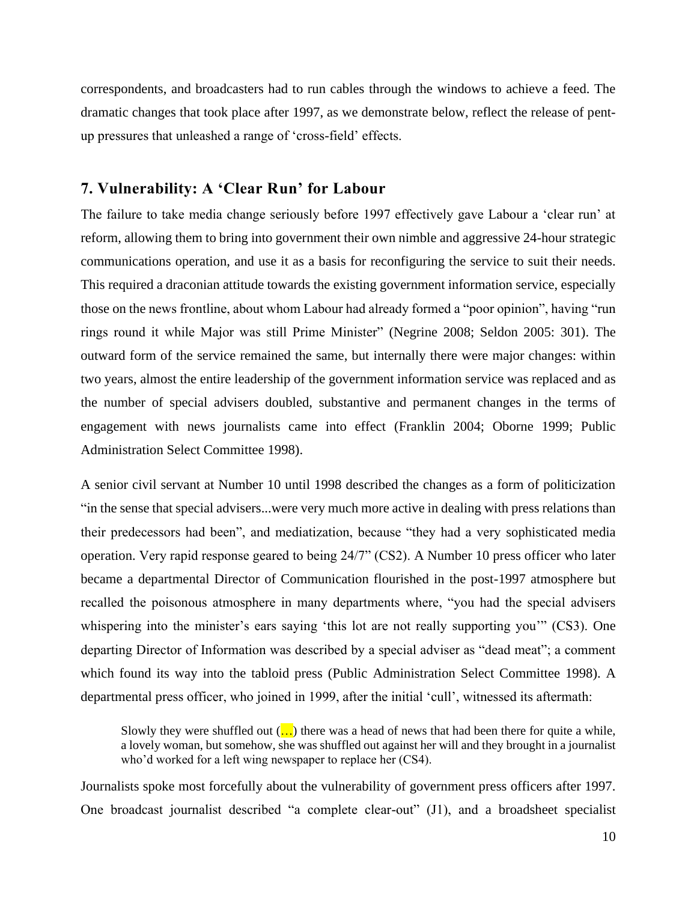correspondents, and broadcasters had to run cables through the windows to achieve a feed. The dramatic changes that took place after 1997, as we demonstrate below, reflect the release of pent-up pressures that unleashed a range of 'cross-field' effects.

## 7. Vulnerability: A 'Clear Run' for Labour

The failure to take media change seriously before 1997 effectively gave Labour a 'clear run' at reform, allowing them to bring into government their own nimble and aggressive 24-hour strategic communications operation, and use it as a basis for reconfiguring the service to suit their needs. This required a draconian attitude towards the existing government information service, especially those on the news frontline, about whom Labour had already formed a "poor opinion", having "run rings round it while Major was still Prime Minister" (Negrine 2008; Seldon 2005: 301). The outward form of the service remained the same, but internally there were major changes: within two years, almost the entire leadership of the government information service was replaced and as the number of special advisers doubled, substantive and permanent changes in the terms of engagement with news journalists came into effect (Franklin 2004; Oborne 1999; Public Administration Select Committee 1998).

A senior civil servant at Number 10 until 1998 described the changes as a form of politicization "in the sense that special advisers...were very much more active in dealing with press relations than their predecessors had been", and mediatization, because "they had a very sophisticated media operation. Very rapid response geared to being 24/7" (CS2). A Number 10 press officer who later became a departmental Director of Communication flourished in the post-1997 atmosphere but recalled the poisonous atmosphere in many departments where, "you had the special advisers whispering into the minister's ears saying 'this lot are not really supporting you'" (CS3). One departing Director of Information was described by a special adviser as "dead meat"; a comment which found its way into the tabloid press (Public Administration Select Committee 1998). A departmental press officer, who joined in 1999, after the initial 'cull', witnessed its aftermath:

> Slowly they were shuffled out (…) there was a head of news that had been there for quite a while, a lovely woman, but somehow, she was shuffled out against her will and they brought in a journalist who'd worked for a left wing newspaper to replace her (CS4).

Journalists spoke most forcefully about the vulnerability of government press officers after 1997. One broadcast journalist described "a complete clear-out" (J1), and a broadsheet specialist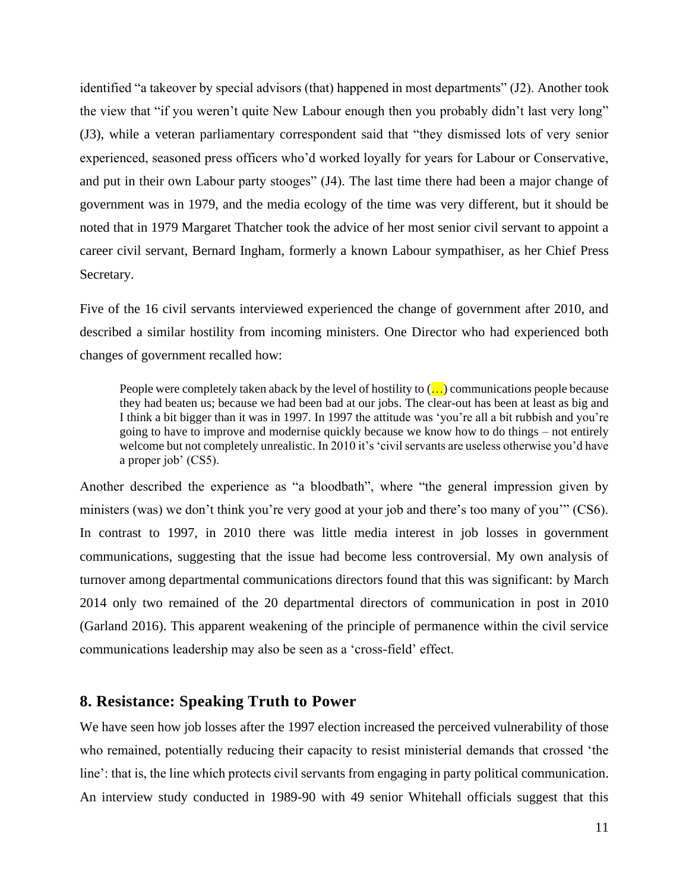identified “a takeover by special advisors (that) happened in most departments” (J2). Another took the view that “if you weren’t quite New Labour enough then you probably didn’t last very long” (J3), while a veteran parliamentary correspondent said that “they dismissed lots of very senior experienced, seasoned press officers who’d worked loyally for years for Labour or Conservative, and put in their own Labour party stooges” (J4). The last time there had been a major change of government was in 1979, and the media ecology of the time was very different, but it should be noted that in 1979 Margaret Thatcher took the advice of her most senior civil servant to appoint a career civil servant, Bernard Ingham, formerly a known Labour sympathiser, as her Chief Press Secretary.

Five of the 16 civil servants interviewed experienced the change of government after 2010, and described a similar hostility from incoming ministers. One Director who had experienced both changes of government recalled how:

> People were completely taken aback by the level of hostility to (…) communications people because they had beaten us; because we had been bad at our jobs. The clear-out has been at least as big and I think a bit bigger than it was in 1997. In 1997 the attitude was ‘you’re all a bit rubbish and you’re going to have to improve and modernise quickly because we know how to do things – not entirely welcome but not completely unrealistic. In 2010 it’s ‘civil servants are useless otherwise you’d have a proper job’ (CS5).

Another described the experience as “a bloodbath”, where “the general impression given by ministers (was) we don’t think you’re very good at your job and there’s too many of you’” (CS6). In contrast to 1997, in 2010 there was little media interest in job losses in government communications, suggesting that the issue had become less controversial. My own analysis of turnover among departmental communications directors found that this was significant: by March 2014 only two remained of the 20 departmental directors of communication in post in 2010 (Garland 2016). This apparent weakening of the principle of permanence within the civil service communications leadership may also be seen as a ‘cross-field’ effect.

## 8. Resistance: Speaking Truth to Power

We have seen how job losses after the 1997 election increased the perceived vulnerability of those who remained, potentially reducing their capacity to resist ministerial demands that crossed ‘the line’: that is, the line which protects civil servants from engaging in party political communication. An interview study conducted in 1989-90 with 49 senior Whitehall officials suggest that this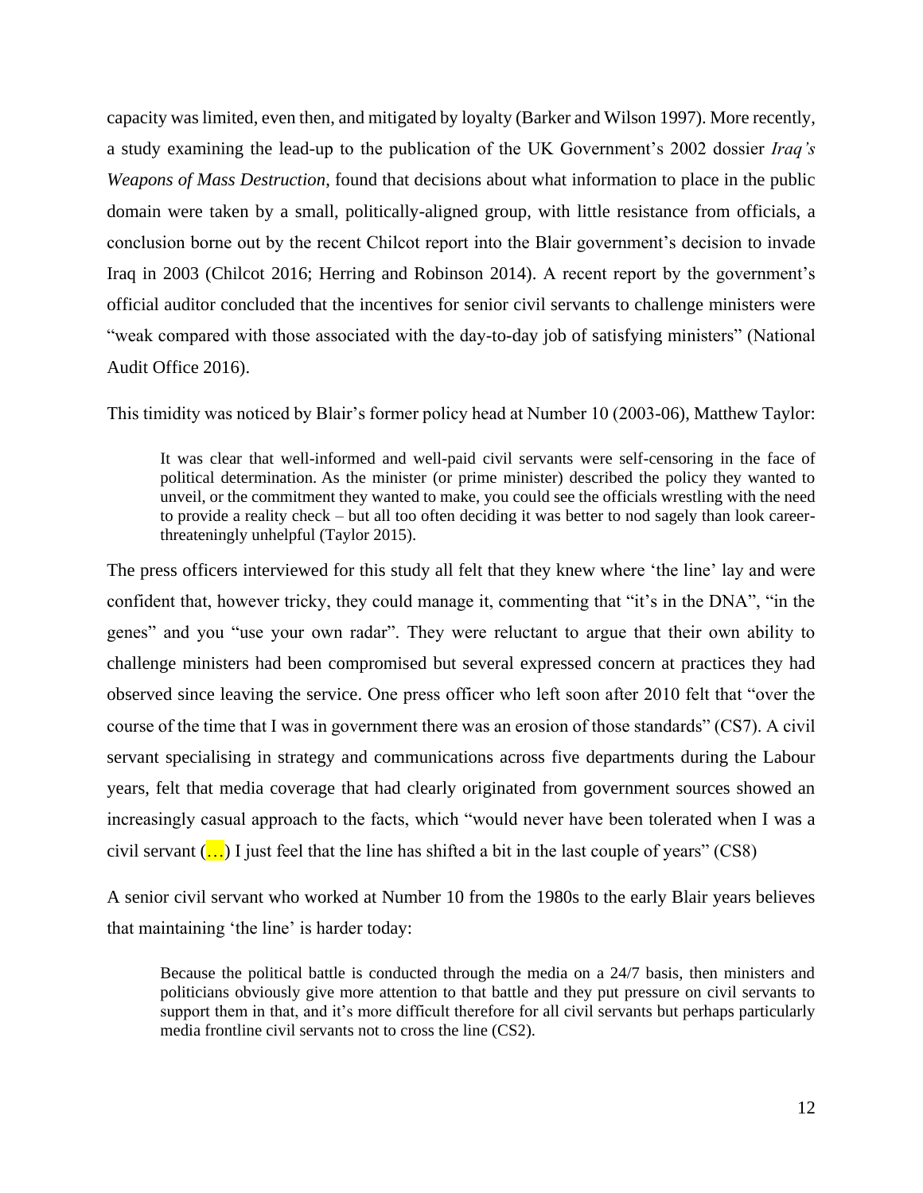capacity was limited, even then, and mitigated by loyalty (Barker and Wilson 1997). More recently, a study examining the lead-up to the publication of the UK Government's 2002 dossier *Iraq's Weapons of Mass Destruction*, found that decisions about what information to place in the public domain were taken by a small, politically-aligned group, with little resistance from officials, a conclusion borne out by the recent Chilcot report into the Blair government's decision to invade Iraq in 2003 (Chilcot 2016; Herring and Robinson 2014). A recent report by the government's official auditor concluded that the incentives for senior civil servants to challenge ministers were "weak compared with those associated with the day-to-day job of satisfying ministers" (National Audit Office 2016).

This timidity was noticed by Blair's former policy head at Number 10 (2003-06), Matthew Taylor:

> It was clear that well-informed and well-paid civil servants were self-censoring in the face of political determination. As the minister (or prime minister) described the policy they wanted to unveil, or the commitment they wanted to make, you could see the officials wrestling with the need to provide a reality check – but all too often deciding it was better to nod sagely than look career-threateningly unhelpful (Taylor 2015).

The press officers interviewed for this study all felt that they knew where 'the line' lay and were confident that, however tricky, they could manage it, commenting that "it's in the DNA", "in the genes" and you "use your own radar". They were reluctant to argue that their own ability to challenge ministers had been compromised but several expressed concern at practices they had observed since leaving the service. One press officer who left soon after 2010 felt that "over the course of the time that I was in government there was an erosion of those standards" (CS7). A civil servant specialising in strategy and communications across five departments during the Labour years, felt that media coverage that had clearly originated from government sources showed an increasingly casual approach to the facts, which "would never have been tolerated when I was a civil servant (…) I just feel that the line has shifted a bit in the last couple of years" (CS8)

A senior civil servant who worked at Number 10 from the 1980s to the early Blair years believes that maintaining 'the line' is harder today:

> Because the political battle is conducted through the media on a 24/7 basis, then ministers and politicians obviously give more attention to that battle and they put pressure on civil servants to support them in that, and it's more difficult therefore for all civil servants but perhaps particularly media frontline civil servants not to cross the line (CS2).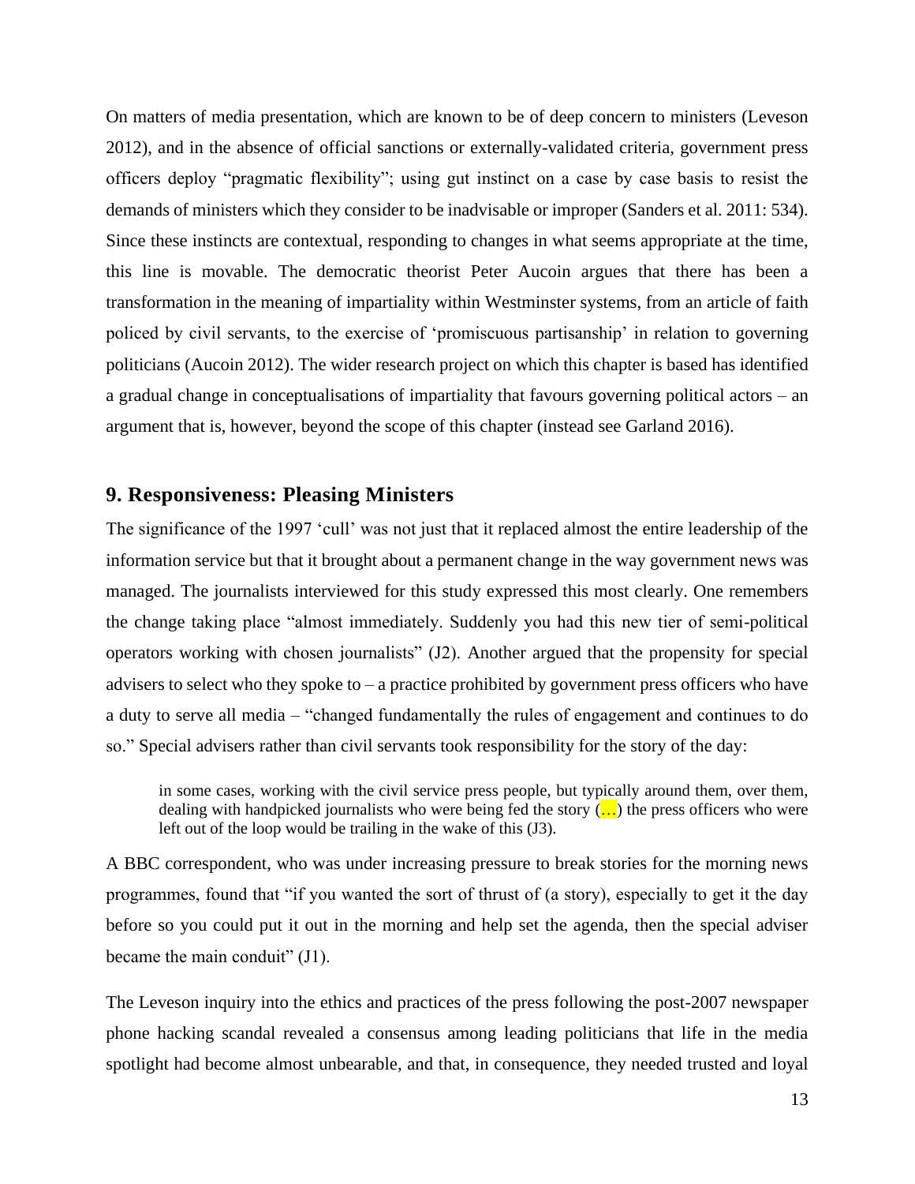On matters of media presentation, which are known to be of deep concern to ministers (Leveson 2012), and in the absence of official sanctions or externally-validated criteria, government press officers deploy "pragmatic flexibility"; using gut instinct on a case by case basis to resist the demands of ministers which they consider to be inadvisable or improper (Sanders et al. 2011: 534). Since these instincts are contextual, responding to changes in what seems appropriate at the time, this line is movable. The democratic theorist Peter Aucoin argues that there has been a transformation in the meaning of impartiality within Westminster systems, from an article of faith policed by civil servants, to the exercise of 'promiscuous partisanship' in relation to governing politicians (Aucoin 2012). The wider research project on which this chapter is based has identified a gradual change in conceptualisations of impartiality that favours governing political actors – an argument that is, however, beyond the scope of this chapter (instead see Garland 2016).

## 9. Responsiveness: Pleasing Ministers

The significance of the 1997 'cull' was not just that it replaced almost the entire leadership of the information service but that it brought about a permanent change in the way government news was managed. The journalists interviewed for this study expressed this most clearly. One remembers the change taking place "almost immediately. Suddenly you had this new tier of semi-political operators working with chosen journalists" (J2). Another argued that the propensity for special advisers to select who they spoke to – a practice prohibited by government press officers who have a duty to serve all media – "changed fundamentally the rules of engagement and continues to do so." Special advisers rather than civil servants took responsibility for the story of the day:

> in some cases, working with the civil service press people, but typically around them, over them, dealing with handpicked journalists who were being fed the story (…) the press officers who were left out of the loop would be trailing in the wake of this (J3).

A BBC correspondent, who was under increasing pressure to break stories for the morning news programmes, found that "if you wanted the sort of thrust of (a story), especially to get it the day before so you could put it out in the morning and help set the agenda, then the special adviser became the main conduit" (J1).

The Leveson inquiry into the ethics and practices of the press following the post-2007 newspaper phone hacking scandal revealed a consensus among leading politicians that life in the media spotlight had become almost unbearable, and that, in consequence, they needed trusted and loyal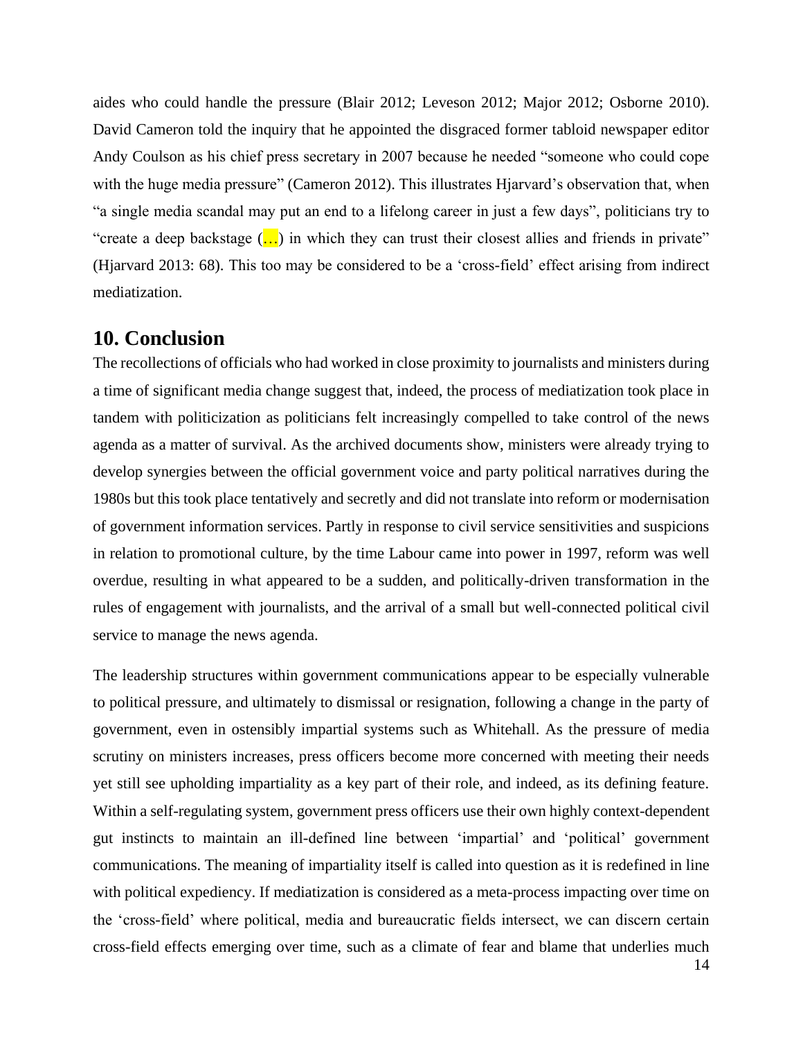aides who could handle the pressure (Blair 2012; Leveson 2012; Major 2012; Osborne 2010). David Cameron told the inquiry that he appointed the disgraced former tabloid newspaper editor Andy Coulson as his chief press secretary in 2007 because he needed "someone who could cope with the huge media pressure" (Cameron 2012). This illustrates Hjarvard's observation that, when "a single media scandal may put an end to a lifelong career in just a few days", politicians try to "create a deep backstage (…) in which they can trust their closest allies and friends in private" (Hjarvard 2013: 68). This too may be considered to be a 'cross-field' effect arising from indirect mediatization.

## 10. Conclusion

The recollections of officials who had worked in close proximity to journalists and ministers during a time of significant media change suggest that, indeed, the process of mediatization took place in tandem with politicization as politicians felt increasingly compelled to take control of the news agenda as a matter of survival. As the archived documents show, ministers were already trying to develop synergies between the official government voice and party political narratives during the 1980s but this took place tentatively and secretly and did not translate into reform or modernisation of government information services. Partly in response to civil service sensitivities and suspicions in relation to promotional culture, by the time Labour came into power in 1997, reform was well overdue, resulting in what appeared to be a sudden, and politically-driven transformation in the rules of engagement with journalists, and the arrival of a small but well-connected political civil service to manage the news agenda.

The leadership structures within government communications appear to be especially vulnerable to political pressure, and ultimately to dismissal or resignation, following a change in the party of government, even in ostensibly impartial systems such as Whitehall. As the pressure of media scrutiny on ministers increases, press officers become more concerned with meeting their needs yet still see upholding impartiality as a key part of their role, and indeed, as its defining feature. Within a self-regulating system, government press officers use their own highly context-dependent gut instincts to maintain an ill-defined line between 'impartial' and 'political' government communications. The meaning of impartiality itself is called into question as it is redefined in line with political expediency. If mediatization is considered as a meta-process impacting over time on the 'cross-field' where political, media and bureaucratic fields intersect, we can discern certain cross-field effects emerging over time, such as a climate of fear and blame that underlies much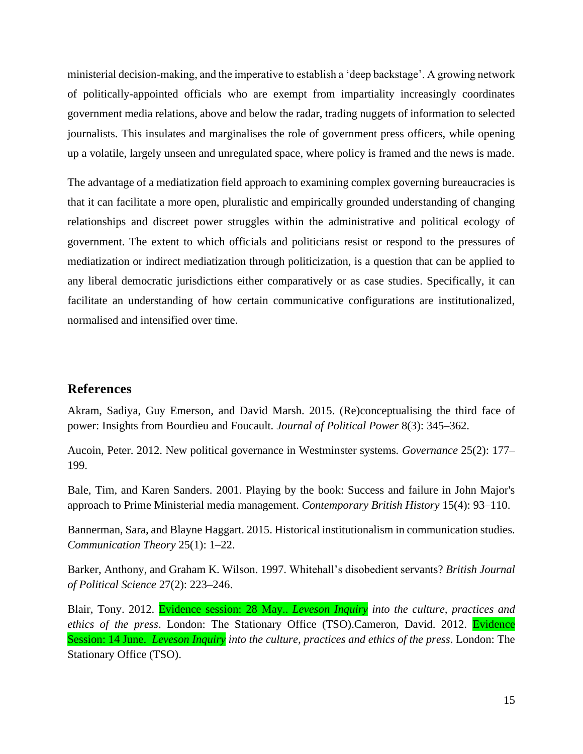ministerial decision-making, and the imperative to establish a 'deep backstage'. A growing network of politically-appointed officials who are exempt from impartiality increasingly coordinates government media relations, above and below the radar, trading nuggets of information to selected journalists. This insulates and marginalises the role of government press officers, while opening up a volatile, largely unseen and unregulated space, where policy is framed and the news is made.

The advantage of a mediatization field approach to examining complex governing bureaucracies is that it can facilitate a more open, pluralistic and empirically grounded understanding of changing relationships and discreet power struggles within the administrative and political ecology of government. The extent to which officials and politicians resist or respond to the pressures of mediatization or indirect mediatization through politicization, is a question that can be applied to any liberal democratic jurisdictions either comparatively or as case studies. Specifically, it can facilitate an understanding of how certain communicative configurations are institutionalized, normalised and intensified over time.

## References

Akram, Sadiya, Guy Emerson, and David Marsh. 2015. (Re)conceptualising the third face of power: Insights from Bourdieu and Foucault. *Journal of Political Power* 8(3): 345–362.

Aucoin, Peter. 2012. New political governance in Westminster systems*. Governance* 25(2): 177–199.

Bale, Tim, and Karen Sanders. 2001. Playing by the book: Success and failure in John Major's approach to Prime Ministerial media management. *Contemporary British History* 15(4): 93–110.

Bannerman, Sara, and Blayne Haggart. 2015. Historical institutionalism in communication studies. *Communication Theory* 25(1): 1–22.

Barker, Anthony, and Graham K. Wilson. 1997. Whitehall's disobedient servants? *British Journal of Political Science* 27(2): 223–246.

Blair, Tony. 2012. Evidence session: 28 May.. *Leveson Inquiry into the culture, practices and ethics of the press*. London: The Stationary Office (TSO).Cameron, David. 2012. Evidence Session: 14 June. *Leveson Inquiry into the culture, practices and ethics of the press*. London: The Stationary Office (TSO).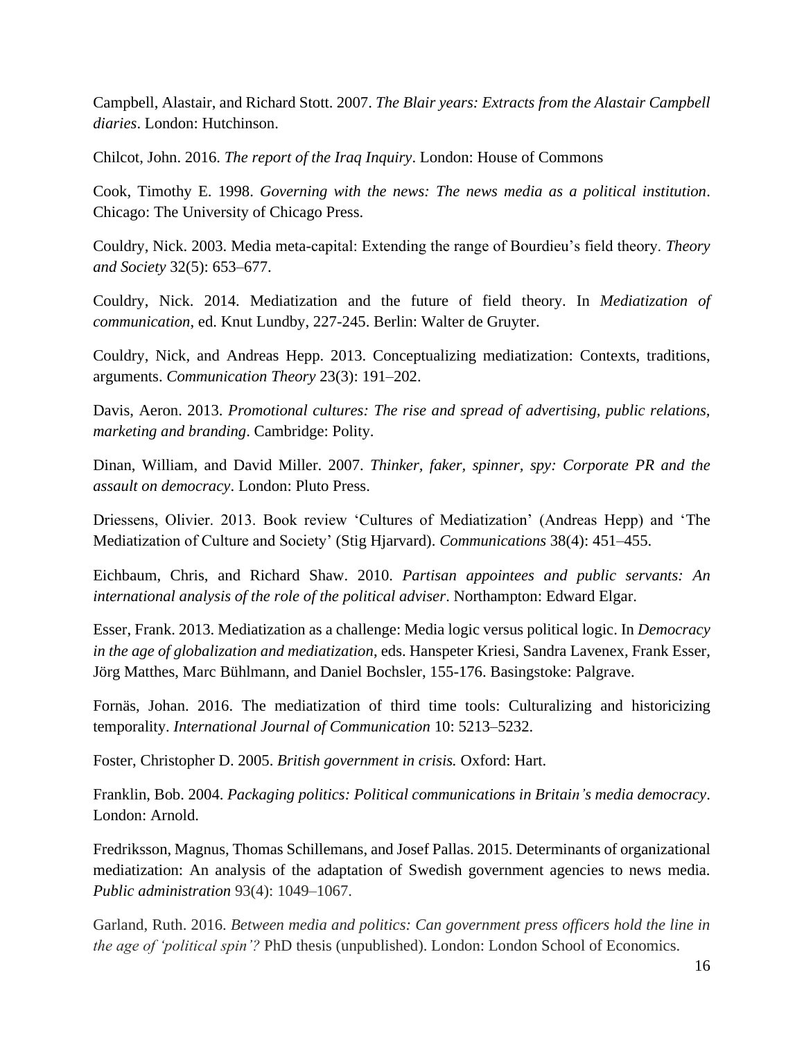Campbell, Alastair, and Richard Stott. 2007. *The Blair years: Extracts from the Alastair Campbell diaries*. London: Hutchinson.

Chilcot, John. 2016. *The report of the Iraq Inquiry*. London: House of Commons

Cook, Timothy E. 1998. *Governing with the news: The news media as a political institution*. Chicago: The University of Chicago Press.

Couldry, Nick. 2003. Media meta-capital: Extending the range of Bourdieu's field theory. *Theory and Society* 32(5): 653–677.

Couldry, Nick. 2014. Mediatization and the future of field theory. In *Mediatization of communication*, ed. Knut Lundby, 227-245. Berlin: Walter de Gruyter.

Couldry, Nick, and Andreas Hepp. 2013. Conceptualizing mediatization: Contexts, traditions, arguments. *Communication Theory* 23(3): 191–202.

Davis, Aeron. 2013. *Promotional cultures: The rise and spread of advertising, public relations, marketing and branding*. Cambridge: Polity.

Dinan, William, and David Miller. 2007. *Thinker, faker, spinner, spy: Corporate PR and the assault on democracy*. London: Pluto Press.

Driessens, Olivier. 2013. Book review 'Cultures of Mediatization' (Andreas Hepp) and 'The Mediatization of Culture and Society' (Stig Hjarvard). *Communications* 38(4): 451–455.

Eichbaum, Chris, and Richard Shaw. 2010. *Partisan appointees and public servants: An international analysis of the role of the political adviser*. Northampton: Edward Elgar.

Esser, Frank. 2013. Mediatization as a challenge: Media logic versus political logic. In *Democracy in the age of globalization and mediatization*, eds. Hanspeter Kriesi, Sandra Lavenex, Frank Esser, Jörg Matthes, Marc Bühlmann, and Daniel Bochsler, 155-176. Basingstoke: Palgrave.

Fornäs, Johan. 2016. The mediatization of third time tools: Culturalizing and historicizing temporality. *International Journal of Communication* 10: 5213–5232.

Foster, Christopher D. 2005. *British government in crisis.* Oxford: Hart.

Franklin, Bob. 2004. *Packaging politics: Political communications in Britain's media democracy*. London: Arnold.

Fredriksson, Magnus, Thomas Schillemans, and Josef Pallas. 2015. Determinants of organizational mediatization: An analysis of the adaptation of Swedish government agencies to news media. *Public administration* 93(4): 1049–1067.

Garland, Ruth. 2016. *Between media and politics: Can government press officers hold the line in the age of 'political spin'?* PhD thesis (unpublished). London: London School of Economics.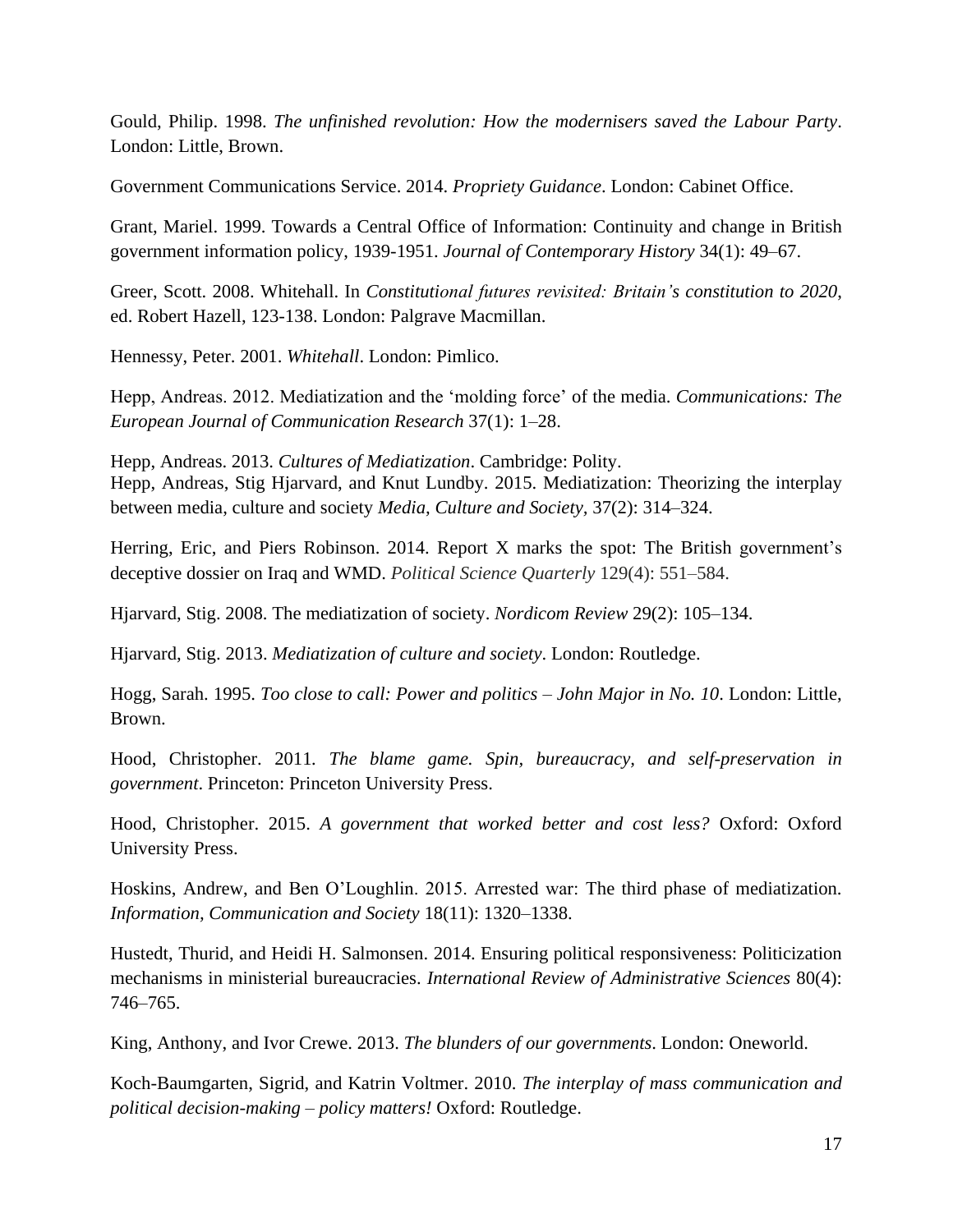Gould, Philip. 1998. *The unfinished revolution: How the modernisers saved the Labour Party*. London: Little, Brown.

Government Communications Service. 2014. *Propriety Guidance*. London: Cabinet Office.

Grant, Mariel. 1999. Towards a Central Office of Information: Continuity and change in British government information policy, 1939-1951. *Journal of Contemporary History* 34(1): 49–67.

Greer, Scott. 2008. Whitehall. In *Constitutional futures revisited: Britain's constitution to 2020*, ed. Robert Hazell, 123-138. London: Palgrave Macmillan.

Hennessy, Peter. 2001. *Whitehall*. London: Pimlico.

Hepp, Andreas. 2012. Mediatization and the 'molding force' of the media. *Communications: The European Journal of Communication Research* 37(1): 1–28.

Hepp, Andreas. 2013. *Cultures of Mediatization*. Cambridge: Polity.

Hepp, Andreas, Stig Hjarvard, and Knut Lundby. 2015. Mediatization: Theorizing the interplay between media, culture and society *Media, Culture and Society,* 37(2): 314–324.

Herring, Eric, and Piers Robinson. 2014. Report X marks the spot: The British government's deceptive dossier on Iraq and WMD. *Political Science Quarterly* 129(4): 551–584.

Hjarvard, Stig. 2008. The mediatization of society. *Nordicom Review* 29(2): 105–134.

Hjarvard, Stig. 2013. *Mediatization of culture and society*. London: Routledge.

Hogg, Sarah. 1995. *Too close to call: Power and politics – John Major in No. 10*. London: Little, Brown.

Hood, Christopher. 2011. *The blame game. Spin, bureaucracy, and self-preservation in government*. Princeton: Princeton University Press.

Hood, Christopher. 2015. *A government that worked better and cost less?* Oxford: Oxford University Press.

Hoskins, Andrew, and Ben O'Loughlin. 2015. Arrested war: The third phase of mediatization. *Information, Communication and Society* 18(11): 1320–1338.

Hustedt, Thurid, and Heidi H. Salmonsen. 2014. Ensuring political responsiveness: Politicization mechanisms in ministerial bureaucracies. *International Review of Administrative Sciences* 80(4): 746–765.

King, Anthony, and Ivor Crewe. 2013. *The blunders of our governments*. London: Oneworld.

Koch-Baumgarten, Sigrid, and Katrin Voltmer. 2010. *The interplay of mass communication and political decision-making – policy matters!* Oxford: Routledge.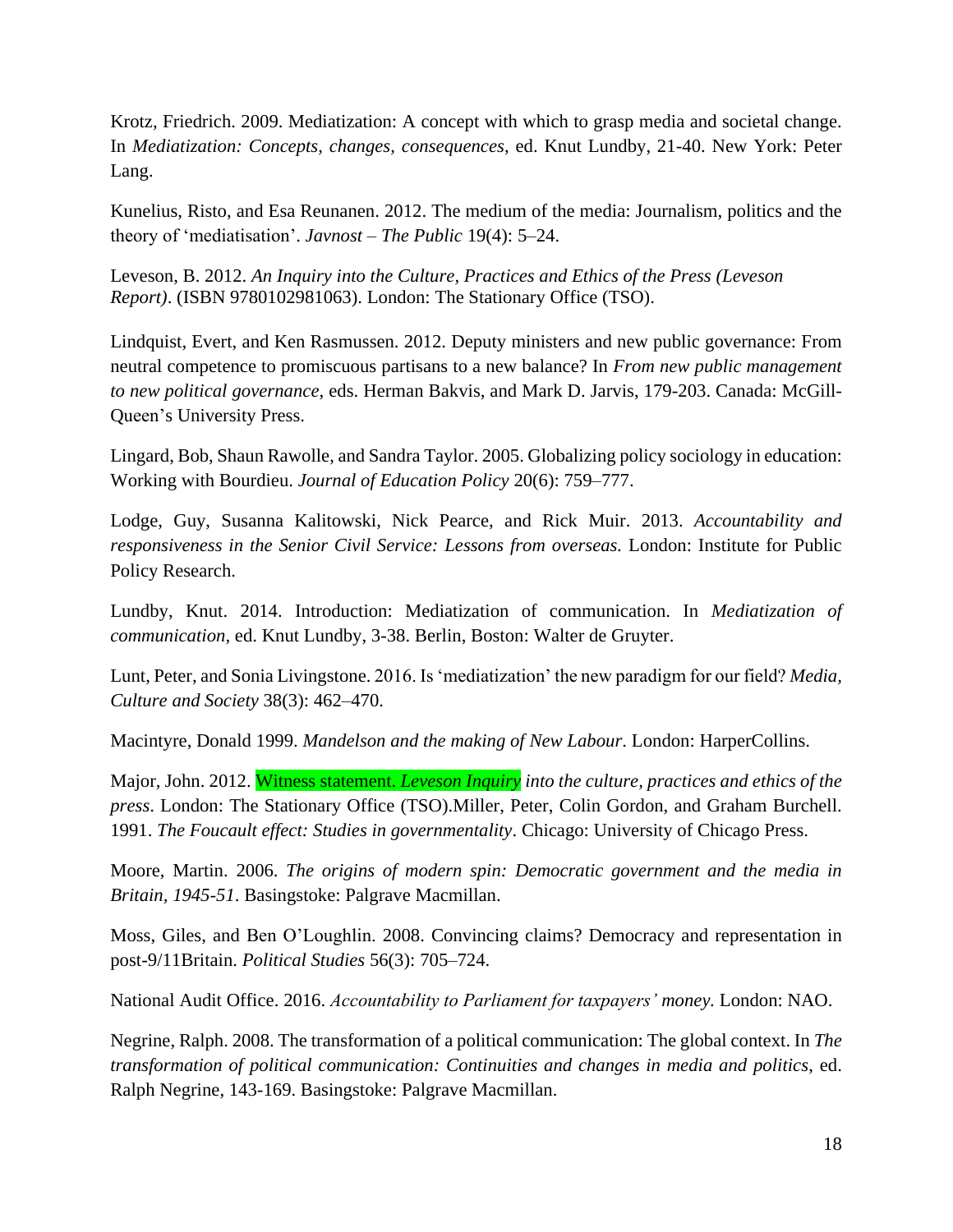Krotz, Friedrich. 2009. Mediatization: A concept with which to grasp media and societal change. In *Mediatization: Concepts, changes, consequences*, ed. Knut Lundby, 21-40. New York: Peter Lang.

Kunelius, Risto, and Esa Reunanen. 2012. The medium of the media: Journalism, politics and the theory of 'mediatisation'. *Javnost – The Public* 19(4): 5–24.

Leveson, B. 2012. *An Inquiry into the Culture, Practices and Ethics of the Press (Leveson Report)*. (ISBN 9780102981063). London: The Stationary Office (TSO).

Lindquist, Evert, and Ken Rasmussen. 2012. Deputy ministers and new public governance: From neutral competence to promiscuous partisans to a new balance? In *From new public management to new political governance*, eds. Herman Bakvis, and Mark D. Jarvis, 179-203. Canada: McGill-Queen's University Press.

Lingard, Bob, Shaun Rawolle, and Sandra Taylor. 2005. Globalizing policy sociology in education: Working with Bourdieu. *Journal of Education Policy* 20(6): 759–777.

Lodge, Guy, Susanna Kalitowski, Nick Pearce, and Rick Muir. 2013. *Accountability and responsiveness in the Senior Civil Service: Lessons from overseas.* London: Institute for Public Policy Research.

Lundby, Knut. 2014. Introduction: Mediatization of communication. In *Mediatization of communication*, ed. Knut Lundby, 3-38. Berlin, Boston: Walter de Gruyter.

Lunt, Peter, and Sonia Livingstone. 2016. Is 'mediatization' the new paradigm for our field? *Media, Culture and Society* 38(3): 462–470.

Macintyre, Donald 1999. *Mandelson and the making of New Labour*. London: HarperCollins.

Major, John. 2012. Witness statement. *Leveson Inquiry into the culture, practices and ethics of the press*. London: The Stationary Office (TSO).Miller, Peter, Colin Gordon, and Graham Burchell. 1991. *The Foucault effect: Studies in governmentality*. Chicago: University of Chicago Press.

Moore, Martin. 2006. *The origins of modern spin: Democratic government and the media in Britain, 1945-51*. Basingstoke: Palgrave Macmillan.

Moss, Giles, and Ben O'Loughlin. 2008. Convincing claims? Democracy and representation in post-9/11Britain. *Political Studies* 56(3): 705–724.

National Audit Office. 2016. *Accountability to Parliament for taxpayers' money.* London: NAO.

Negrine, Ralph. 2008. The transformation of a political communication: The global context. In *The transformation of political communication: Continuities and changes in media and politics*, ed. Ralph Negrine, 143-169. Basingstoke: Palgrave Macmillan.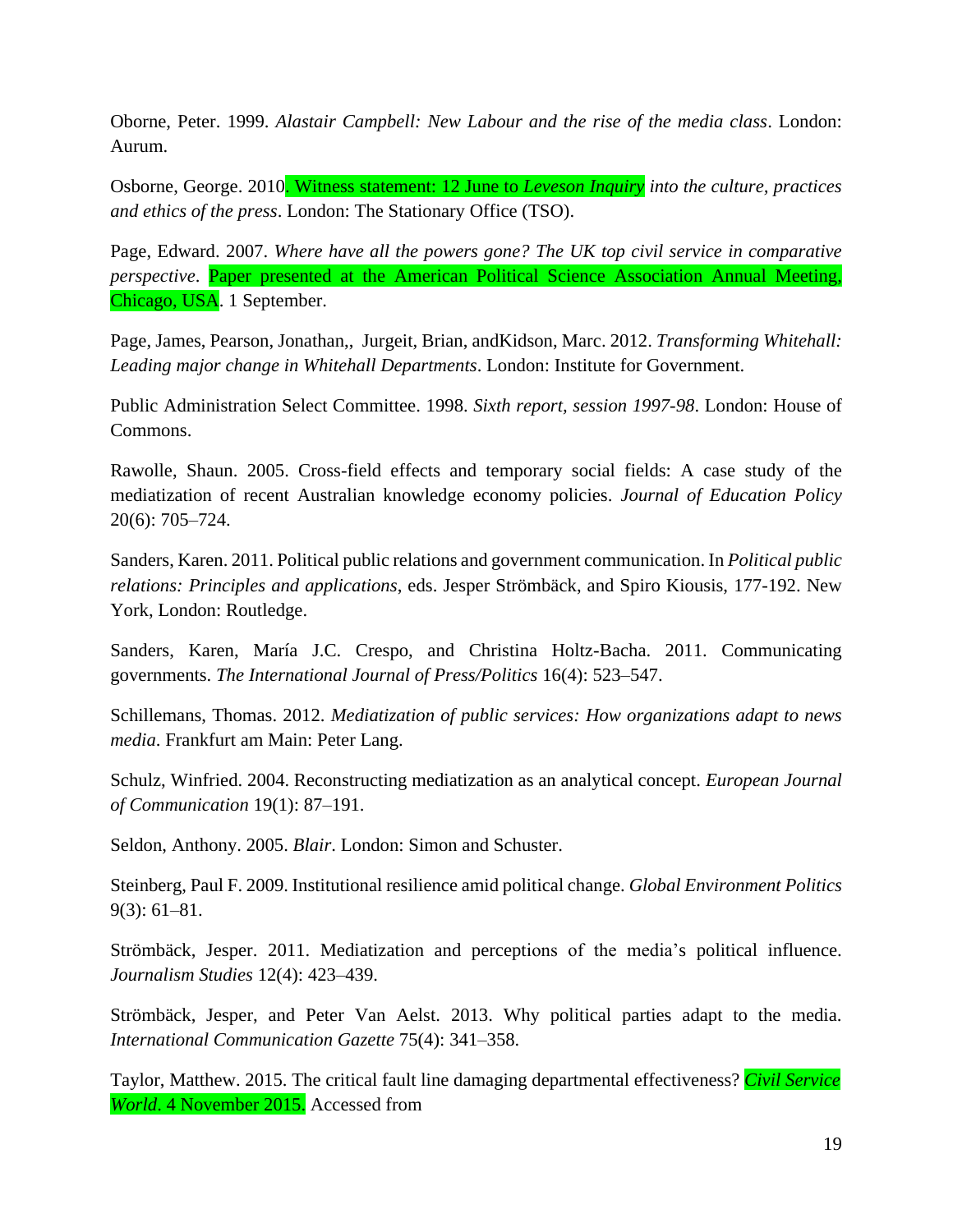Oborne, Peter. 1999. *Alastair Campbell: New Labour and the rise of the media class*. London: Aurum.

Osborne, George. 2010. Witness statement: 12 June to *Leveson Inquiry into the culture, practices and ethics of the press*. London: The Stationary Office (TSO).

Page, Edward. 2007. *Where have all the powers gone? The UK top civil service in comparative perspective*. Paper presented at the American Political Science Association Annual Meeting, Chicago, USA. 1 September.

Page, James, Pearson, Jonathan,, Jurgeit, Brian, andKidson, Marc. 2012. *Transforming Whitehall: Leading major change in Whitehall Departments*. London: Institute for Government.

Public Administration Select Committee. 1998. *Sixth report, session 1997-98*. London: House of Commons.

Rawolle, Shaun. 2005. Cross-field effects and temporary social fields: A case study of the mediatization of recent Australian knowledge economy policies. *Journal of Education Policy* 20(6): 705–724.

Sanders, Karen. 2011. Political public relations and government communication. In *Political public relations: Principles and applications*, eds. Jesper Strömbäck, and Spiro Kiousis, 177-192. New York, London: Routledge.

Sanders, Karen, María J.C. Crespo, and Christina Holtz-Bacha. 2011. Communicating governments. *The International Journal of Press/Politics* 16(4): 523–547.

Schillemans, Thomas. 2012. *Mediatization of public services: How organizations adapt to news media*. Frankfurt am Main: Peter Lang.

Schulz, Winfried. 2004. Reconstructing mediatization as an analytical concept. *European Journal of Communication* 19(1): 87–191.

Seldon, Anthony. 2005. *Blair*. London: Simon and Schuster.

Steinberg, Paul F. 2009. Institutional resilience amid political change. *Global Environment Politics* 9(3): 61–81.

Strömbäck, Jesper. 2011. Mediatization and perceptions of the media's political influence. *Journalism Studies* 12(4): 423–439.

Strömbäck, Jesper, and Peter Van Aelst. 2013. Why political parties adapt to the media. *International Communication Gazette* 75(4): 341–358.

Taylor, Matthew. 2015. The critical fault line damaging departmental effectiveness? *Civil Service World*. 4 November 2015. Accessed from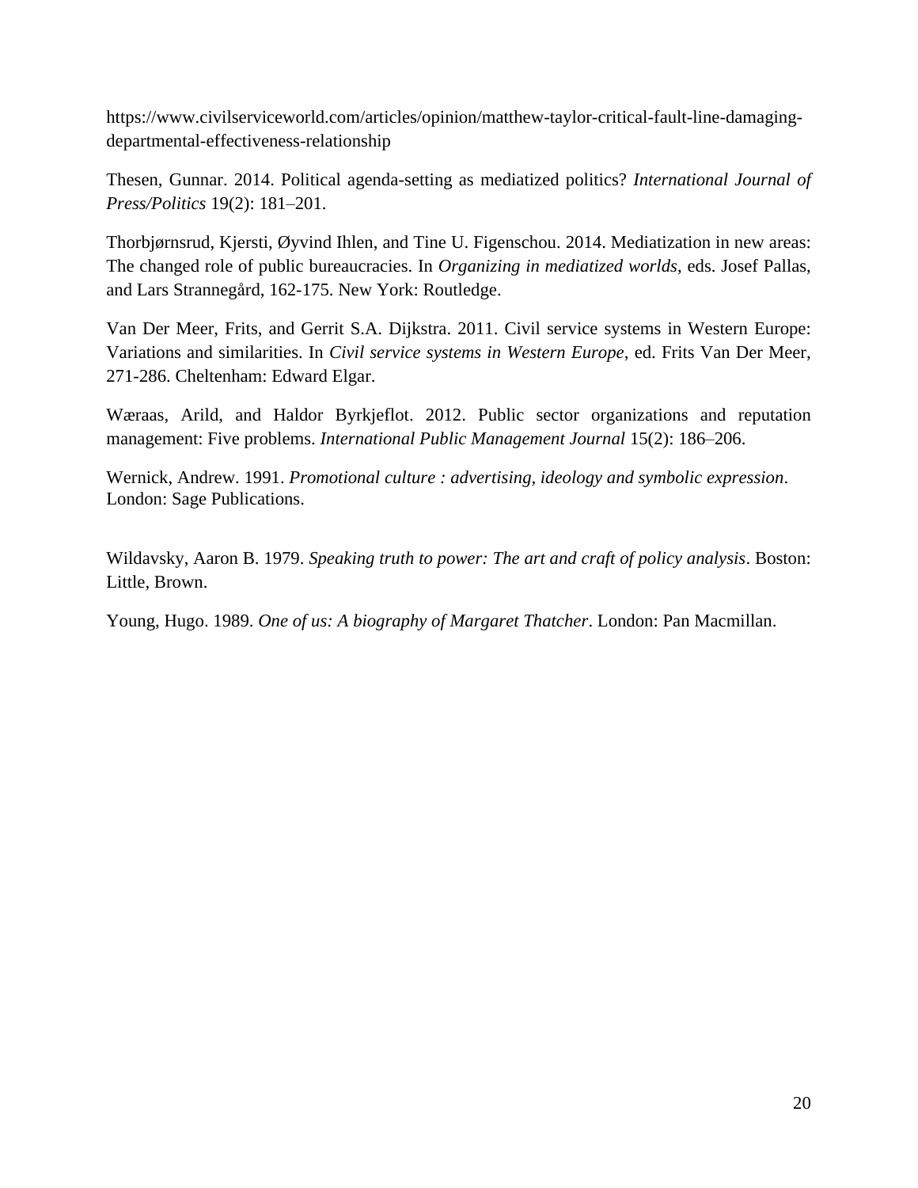https://www.civilserviceworld.com/articles/opinion/matthew-taylor-critical-fault-line-damaging-departmental-effectiveness-relationship

Thesen, Gunnar. 2014. Political agenda-setting as mediatized politics? *International Journal of Press/Politics* 19(2): 181–201.

Thorbjørnsrud, Kjersti, Øyvind Ihlen, and Tine U. Figenschou. 2014. Mediatization in new areas: The changed role of public bureaucracies. In *Organizing in mediatized worlds*, eds. Josef Pallas, and Lars Strannegård, 162-175. New York: Routledge.

Van Der Meer, Frits, and Gerrit S.A. Dijkstra. 2011. Civil service systems in Western Europe: Variations and similarities. In *Civil service systems in Western Europe*, ed. Frits Van Der Meer, 271-286. Cheltenham: Edward Elgar.

Wæraas, Arild, and Haldor Byrkjeflot. 2012. Public sector organizations and reputation management: Five problems. *International Public Management Journal* 15(2): 186–206.

Wernick, Andrew. 1991. *Promotional culture : advertising, ideology and symbolic expression*. London: Sage Publications.

Wildavsky, Aaron B. 1979. *Speaking truth to power: The art and craft of policy analysis*. Boston: Little, Brown.

Young, Hugo. 1989. *One of us: A biography of Margaret Thatcher*. London: Pan Macmillan.